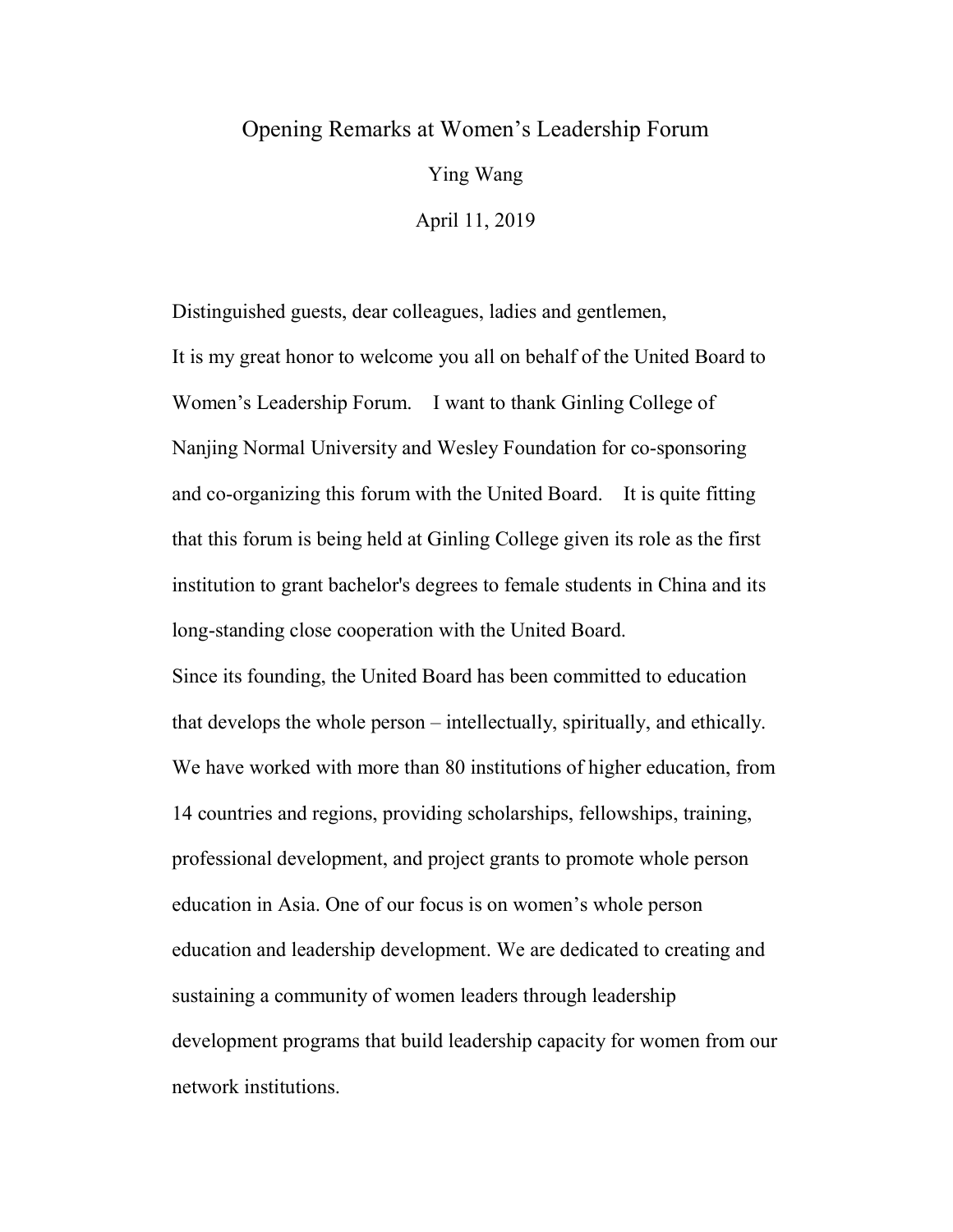# Opening Remarks at Women's Leadership Forum

Ying Wang

April 11, 2019

Distinguished guests, dear colleagues, ladies and gentlemen,

It is my great honor to welcome you all on behalf of the United Board to Women's Leadership Forum. I want to thank Ginling College of Nanjing Normal University and Wesley Foundation for co-sponsoring and co-organizing this forum with the United Board. It is quite fitting that this forum is being held at Ginling College given its role as the first institution to grant bachelor's degrees to female students in China and its long-standing close cooperation with the United Board.

Since its founding, the United Board has been committed to education that develops the whole person – intellectually, spiritually, and ethically. We have worked with more than 80 institutions of higher education, from 14 countries and regions, providing scholarships, fellowships, training, professional development, and project grants to promote whole person education in Asia. One of our focus is on women's whole person education and leadership development. We are dedicated to creating and sustaining a community of women leaders through leadership development programs that build leadership capacity for women from our network institutions.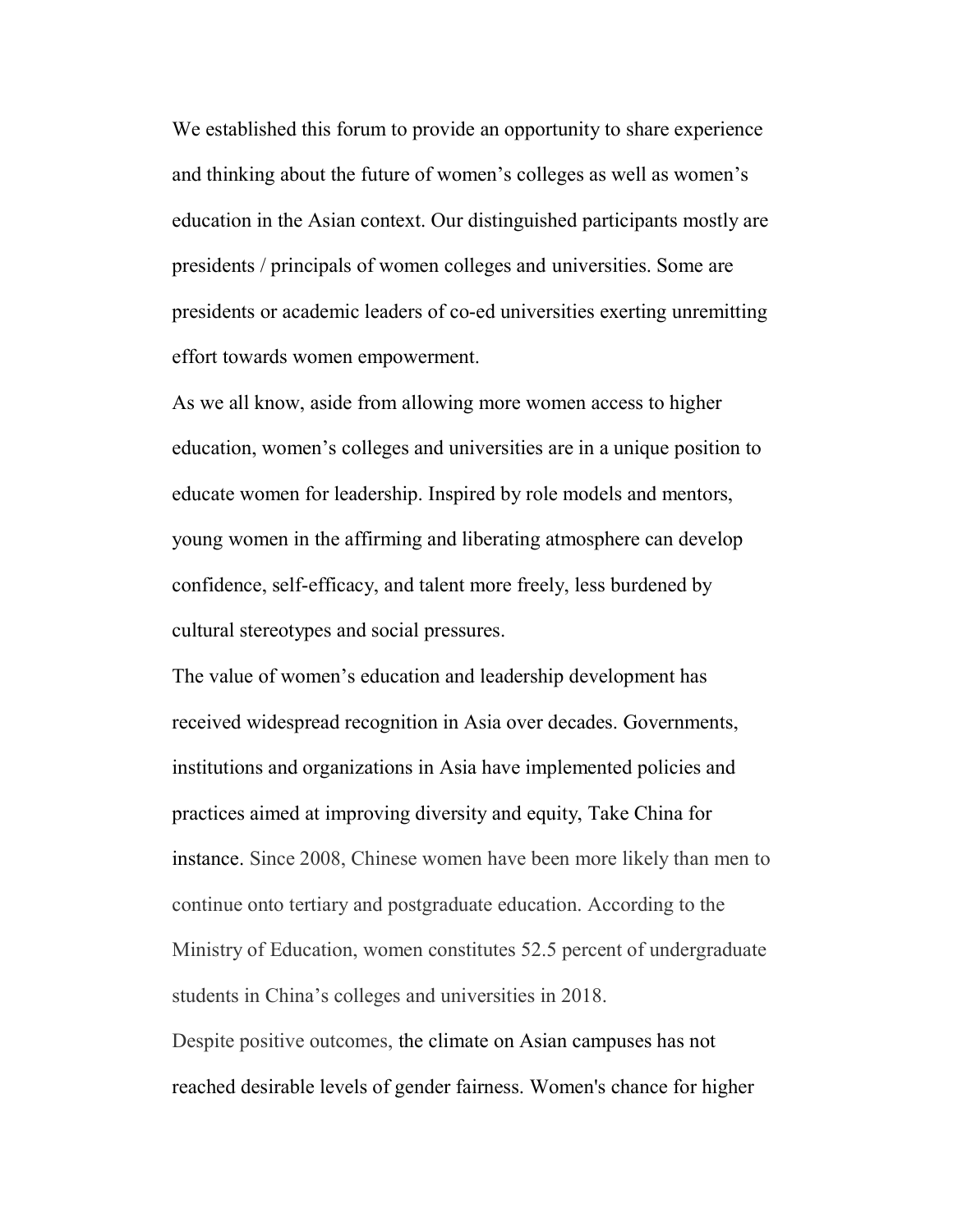We established this forum to provide an opportunity to share experience and thinking about the future of women's colleges as well as women's education in the Asian context. Our distinguished participants mostly are presidents / principals of women colleges and universities. Some are presidents or academic leaders of co-ed universities exerting unremitting effort towards women empowerment.

As we all know, aside from allowing more women access to higher education, women's colleges and universities are in a unique position to educate women for leadership. Inspired by role models and mentors, young women in the affirming and liberating atmosphere can develop confidence, self-efficacy, and talent more freely, less burdened by cultural stereotypes and social pressures.

The value of women's education and leadership development has received widespread recognition in Asia over decades. Governments, institutions and organizations in Asia have implemented policies and practices aimed at improving diversity and equity, Take China for instance. Since 2008, Chinese women have been more likely than men to continue onto tertiary and postgraduate education. According to the Ministry of Education, women constitutes 52.5 percent of undergraduate students in China's colleges and universities in 2018.

Despite positive outcomes, the climate on Asian campuses has not reached desirable levels of gender fairness. Women's chance for higher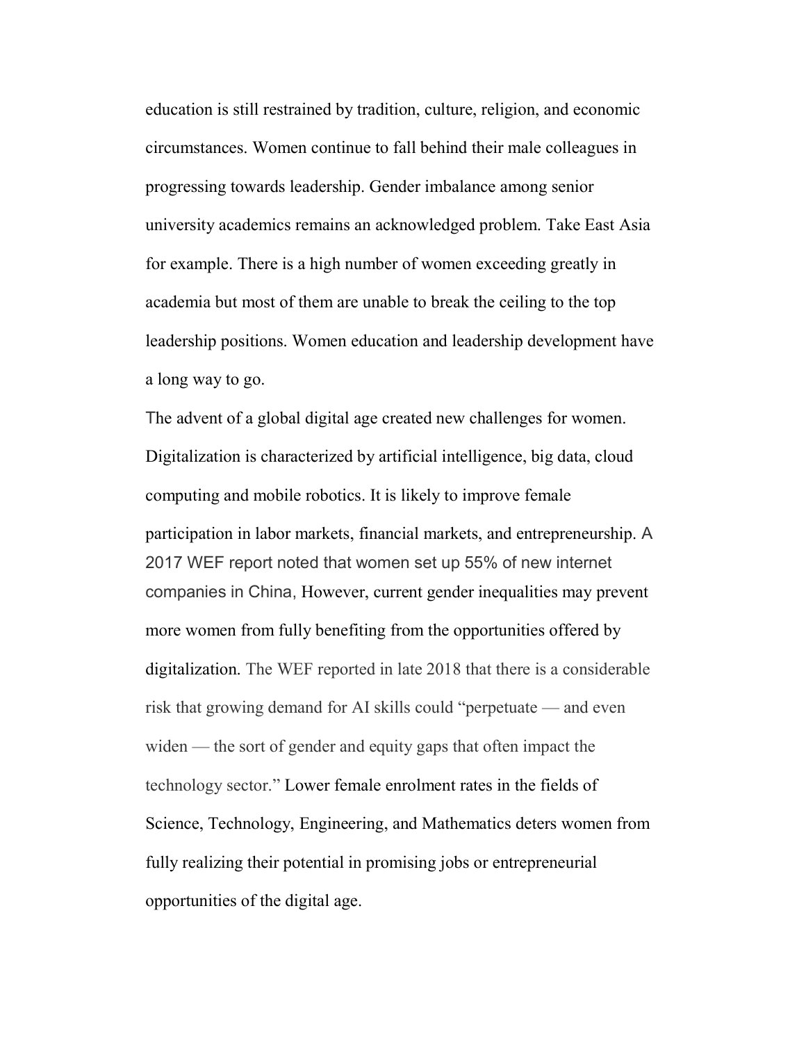education is still restrained by tradition, culture, religion, and economic circumstances. Women continue to fall behind their male colleagues in progressing towards leadership. Gender imbalance among senior university academics remains an acknowledged problem. Take East Asia for example. There is a high number of women exceeding greatly in academia but most of them are unable to break the ceiling to the top leadership positions. Women education and leadership development have a long way to go.

The advent of a global digital age created new challenges for women. Digitalization is characterized by artificial intelligence, big data, cloud computing and mobile robotics. It is likely to improve female participation in labor markets, financial markets, and entrepreneurship. A 2017 WEF report noted that women set up 55% of new internet companies in China, However, current gender inequalities may prevent more women from fully benefiting from the opportunities offered by digitalization. The WEF reported in late 2018 that there is a considerable risk that growing demand for AI skills could "perpetuate — and even widen — the sort of gender and equity gaps that often impact the technology sector." Lower female enrolment rates in the fields of Science, Technology, Engineering, and Mathematics deters women from fully realizing their potential in promising jobs or entrepreneurial opportunities of the digital age.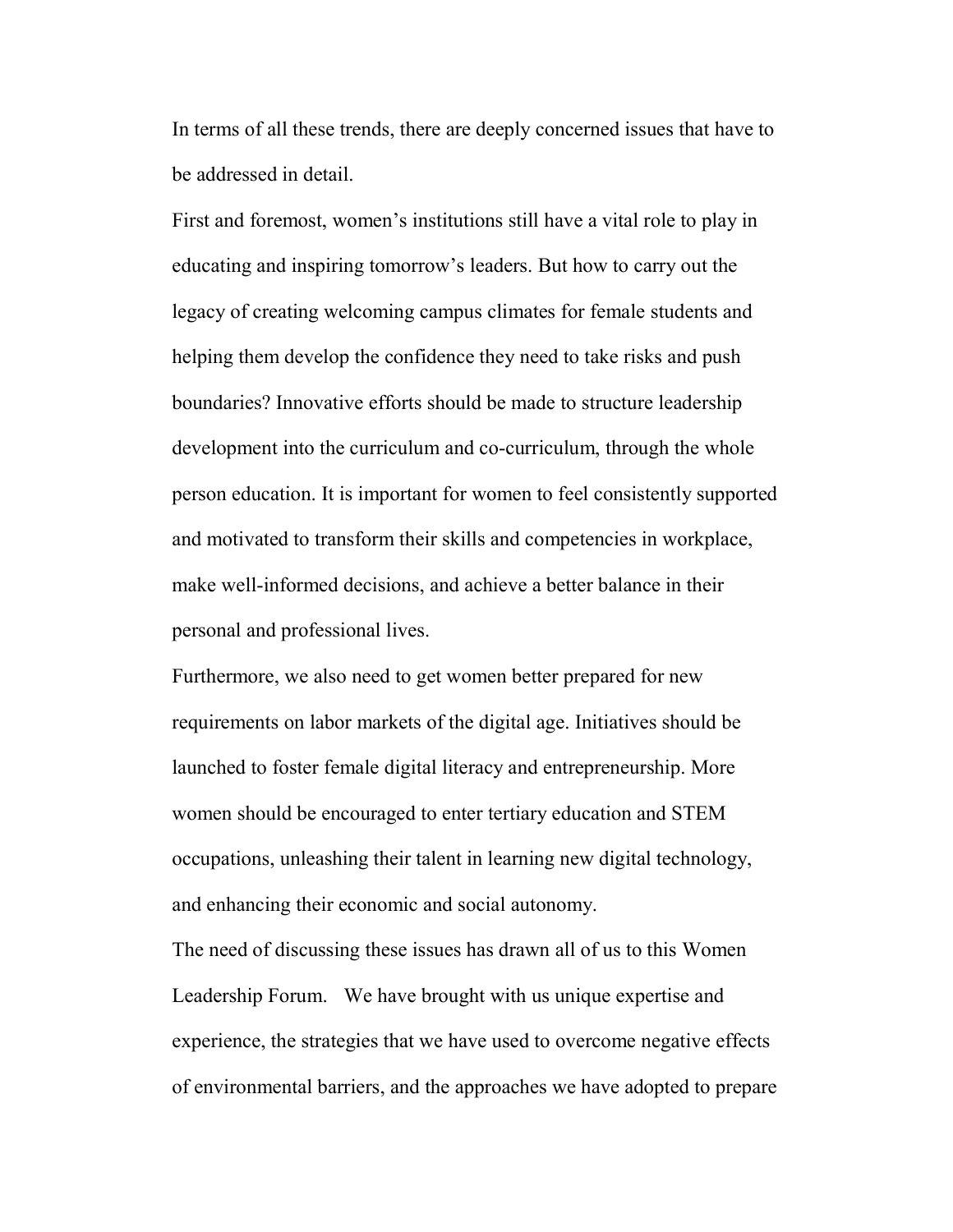In terms of all these trends, there are deeply concerned issues that have to be addressed in detail.

First and foremost, women's institutions still have a vital role to play in educating and inspiring tomorrow's leaders. But how to carry out the legacy of creating welcoming campus climates for female students and helping them develop the confidence they need to take risks and push boundaries? Innovative efforts should be made to structure leadership development into the curriculum and co-curriculum, through the whole person education. It is important for women to feel consistently supported and motivated to transform their skills and competencies in workplace, make well-informed decisions, and achieve a better balance in their personal and professional lives.

Furthermore, we also need to get women better prepared for new requirements on labor markets of the digital age. Initiatives should be launched to foster female digital literacy and entrepreneurship. More women should be encouraged to enter tertiary education and STEM occupations, unleashing their talent in learning new digital technology, and enhancing their economic and social autonomy.

The need of discussing these issues has drawn all of us to this Women Leadership Forum. We have brought with us unique expertise and experience, the strategies that we have used to overcome negative effects of environmental barriers, and the approaches we have adopted to prepare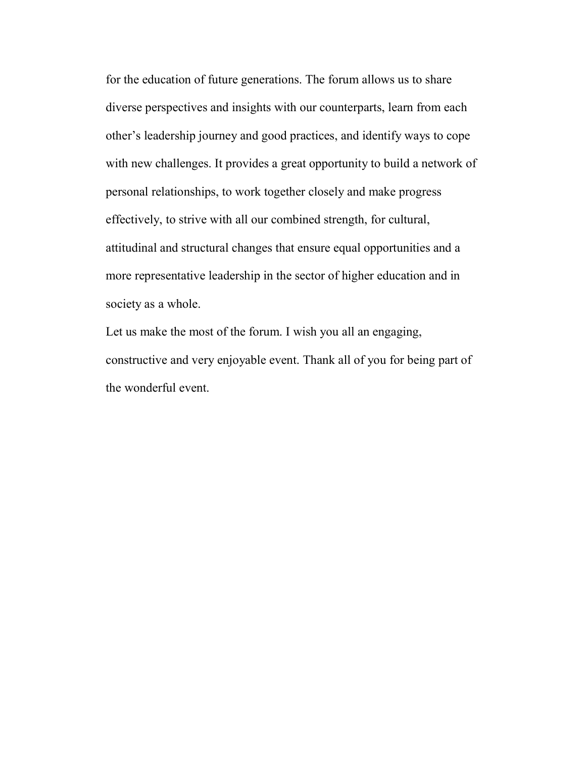for the education of future generations. The forum allows us to share diverse perspectives and insights with our counterparts, learn from each other's leadership journey and good practices, and identify ways to cope with new challenges. It provides a great opportunity to build a network of personal relationships, to work together closely and make progress effectively, to strive with all our combined strength, for cultural, attitudinal and structural changes that ensure equal opportunities and a more representative leadership in the sector of higher education and in society as a whole.

Let us make the most of the forum. I wish you all an engaging, constructive and very enjoyable event. Thank all of you for being part of the wonderful event.